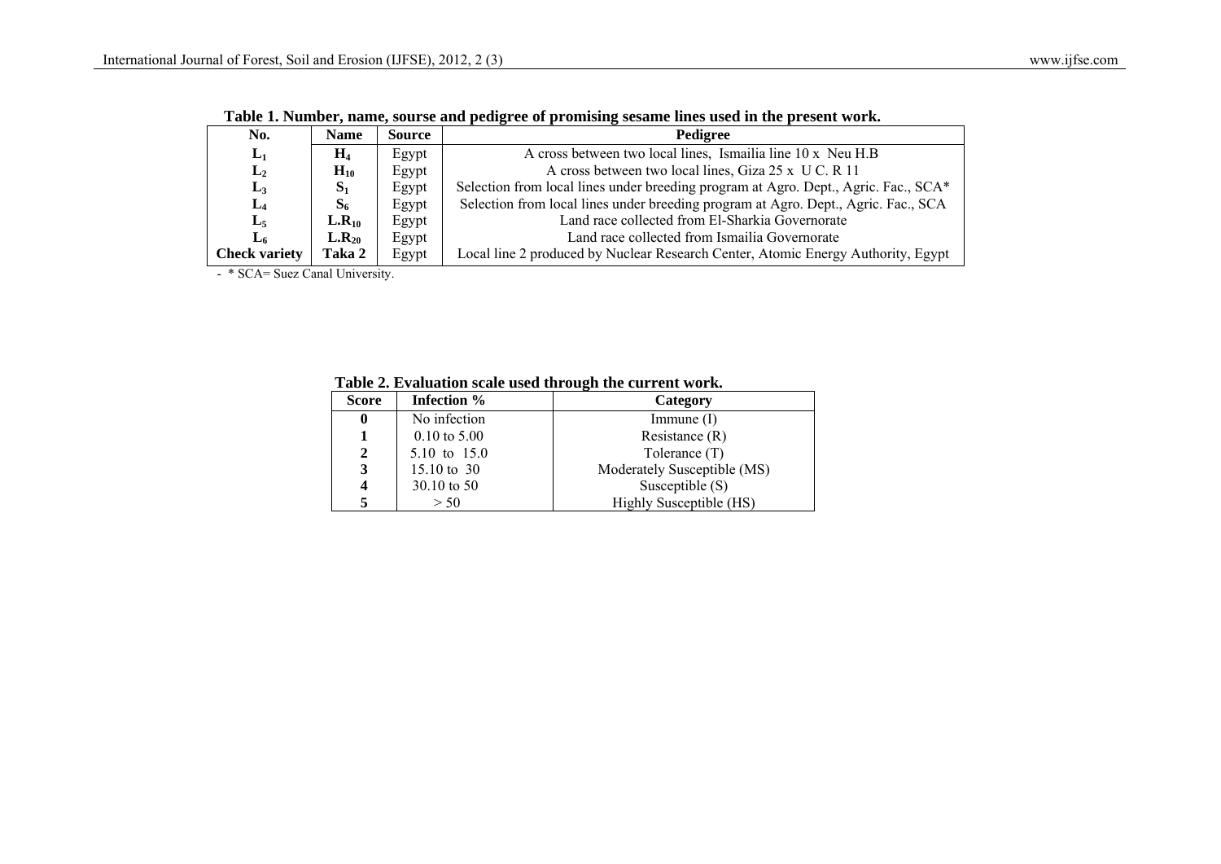**Table 1. Number, name, sourse and pedigree of promising sesame lines used in the present work.**

| No. | Name | Source | Pedigree |
|---|---|---|---|
| $L_1$ | $H_4$ | Egypt | A cross between two local lines, Ismailia line 10 x Neu H.B |
| $L_2$ | $H_{10}$ | Egypt | A cross between two local lines, Giza 25 x U C. R 11 |
| $L_3$ | $S_1$ | Egypt | Selection from local lines under breeding program at Agro. Dept., Agric. Fac., SCA* |
| $L_4$ | $S_6$ | Egypt | Selection from local lines under breeding program at Agro. Dept., Agric. Fac., SCA |
| $L_5$ | $L.R_{10}$ | Egypt | Land race collected from El-Sharkia Governorate |
| $L_6$ | $L.R_{20}$ | Egypt | Land race collected from Ismailia Governorate |
| Check variety | Taka 2 | Egypt | Local line 2 produced by Nuclear Research Center, Atomic Energy Authority, Egypt |

- * SCA= Suez Canal University.

**Table 2. Evaluation scale used through the current work.**

| Score | Infection % | Category |
|---|---|---|
| 0 | No infection | Immune (I) |
| 1 | 0.10 to 5.00 | Resistance (R) |
| 2 | 5.10 to 15.0 | Tolerance (T) |
| 3 | 15.10 to 30 | Moderately Susceptible (MS) |
| 4 | 30.10 to 50 | Susceptible (S) |
| 5 | > 50 | Highly Susceptible (HS) |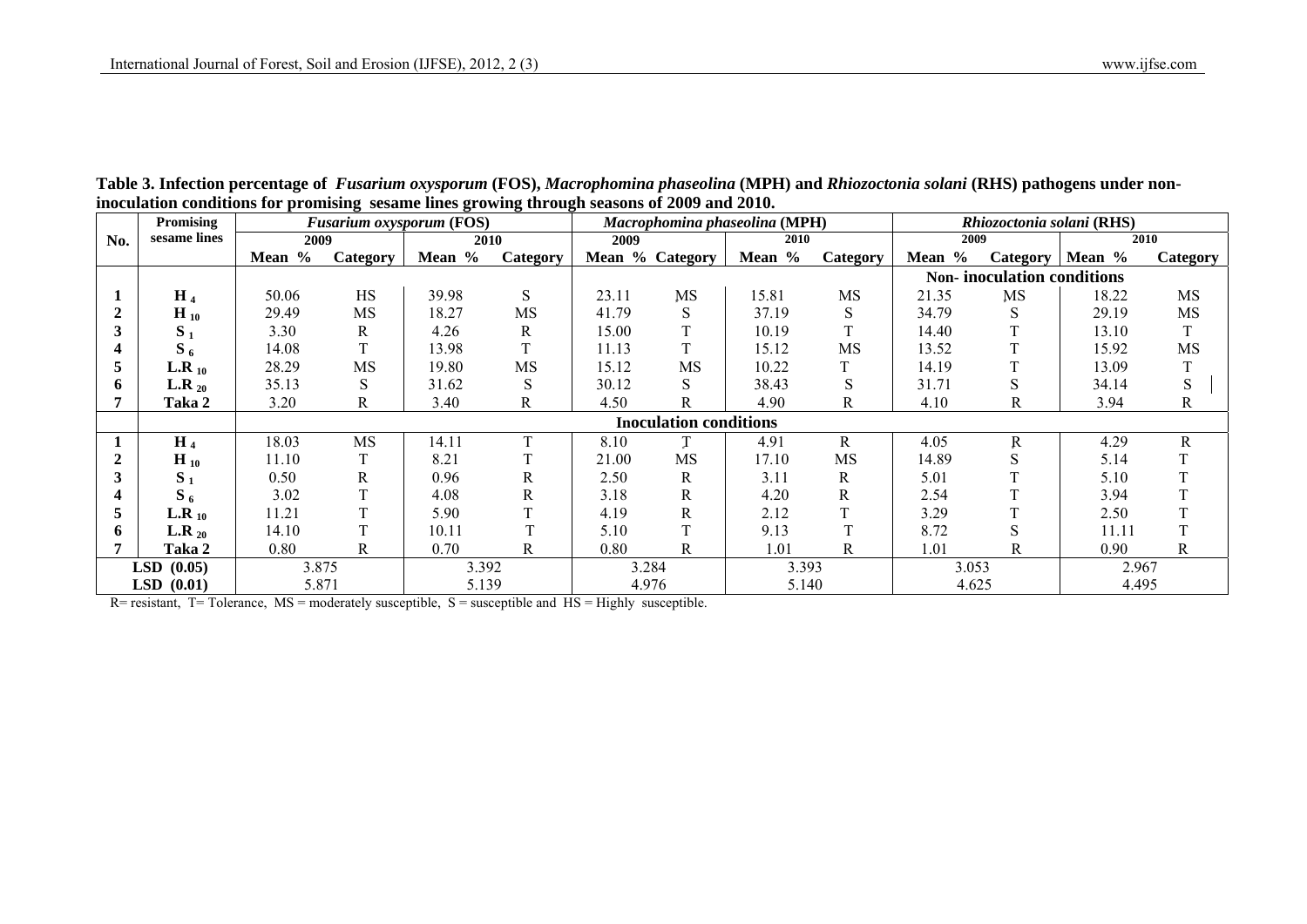**Table 3. Infection percentage of *Fusarium oxysporum* (FOS), *Macrophomina phaseolina* (MPH) and *Rhiozoctonia solani* (RHS) pathogens under non-inoculation conditions for promising sesame lines growing through seasons of 2009 and 2010.**

| No. | Promising sesame lines | *Fusarium oxysporum* (FOS) | | | | *Macrophomina phaseolina* (MPH) | | | | *Rhiozoctonia solani* (RHS) | | | |
|---|---|---|---|---|---|---|---|---|---|---|---|---|---|
| | | 2009 | | 2010 | | 2009 | | 2010 | | 2009 | | 2010 | |
| | | Mean % | Category | Mean % | Category | Mean % | Category | Mean % | Category | Mean % | Category | Mean % | Category |
| | | | | | | | | | | **Non- inoculation conditions** | | | |
| 1 | $H_4$ | 50.06 | HS | 39.98 | S | 23.11 | MS | 15.81 | MS | 21.35 | MS | 18.22 | MS |
| 2 | $H_{10}$ | 29.49 | MS | 18.27 | MS | 41.79 | S | 37.19 | S | 34.79 | S | 29.19 | MS |
| 3 | $S_1$ | 3.30 | R | 4.26 | R | 15.00 | T | 10.19 | T | 14.40 | T | 13.10 | T |
| 4 | $S_6$ | 14.08 | T | 13.98 | T | 11.13 | T | 15.12 | MS | 13.52 | T | 15.92 | MS |
| 5 | $L.R_{10}$ | 28.29 | MS | 19.80 | MS | 15.12 | MS | 10.22 | T | 14.19 | T | 13.09 | T |
| 6 | $L.R_{20}$ | 35.13 | S | 31.62 | S | 30.12 | S | 38.43 | S | 31.71 | S | 34.14 | S |
| 7 | Taka 2 | 3.20 | R | 3.40 | R | 4.50 | R | 4.90 | R | 4.10 | R | 3.94 | R |
| | | **Inoculation conditions** | | | | | | | | | | | |
| 1 | $H_4$ | 18.03 | MS | 14.11 | T | 8.10 | T | 4.91 | R | 4.05 | R | 4.29 | R |
| 2 | $H_{10}$ | 11.10 | T | 8.21 | T | 21.00 | MS | 17.10 | MS | 14.89 | S | 5.14 | T |
| 3 | $S_1$ | 0.50 | R | 0.96 | R | 2.50 | R | 3.11 | R | 5.01 | T | 5.10 | T |
| 4 | $S_6$ | 3.02 | T | 4.08 | R | 3.18 | R | 4.20 | R | 2.54 | T | 3.94 | T |
| 5 | $L.R_{10}$ | 11.21 | T | 5.90 | T | 4.19 | R | 2.12 | T | 3.29 | T | 2.50 | T |
| 6 | $L.R_{20}$ | 14.10 | T | 10.11 | T | 5.10 | T | 9.13 | T | 8.72 | S | 11.11 | T |
| 7 | Taka 2 | 0.80 | R | 0.70 | R | 0.80 | R | 1.01 | R | 1.01 | R | 0.90 | R |
| LSD (0.05) | | 3.875 | | 3.392 | | 3.284 | | 3.393 | | 3.053 | | 2.967 | |
| LSD (0.01) | | 5.871 | | 5.139 | | 4.976 | | 5.140 | | 4.625 | | 4.495 | |

R= resistant, T= Tolerance, MS = moderately susceptible, S = susceptible and HS = Highly susceptible.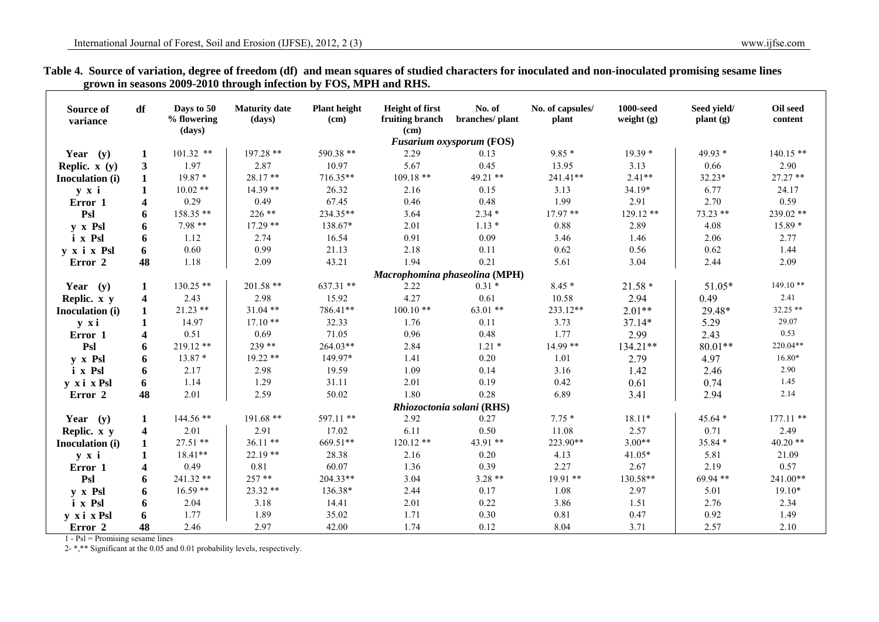**Table 4. Source of variation, degree of freedom (df) and mean squares of studied characters for inoculated and non-inoculated promising sesame lines grown in seasons 2009-2010 through infection by FOS, MPH and RHS.**

| Source of variance | df | Days to 50 % flowering (days) | Maturity date (days) | Plant height (cm) | Height of first fruiting branch (cm) | No. of branches/ plant | No. of capsules/ plant | 1000-seed weight (g) | Seed yield/ plant (g) | Oil seed content |
|---|---|---|---|---|---|---|---|---|---|---|
| | | | | | ***Fusarium oxysporum* (FOS)** | | | | | |
| **Year (y)** | **1** | 101.32 ** | 197.28 ** | 590.38 ** | 2.29 | 0.13 | 9.85 * | 19.39 * | 49.93 * | 140.15 ** |
| **Replic. x (y)** | **3** | 1.97 | 2.87 | 10.97 | 5.67 | 0.45 | 13.95 | 3.13 | 0.66 | 2.90 |
| **Inoculation (i)** | **1** | 19.87 * | 28.17 ** | 716.35** | 109.18 ** | 49.21 ** | 241.41** | 2.41** | 32.23* | 27.27 ** |
| **y x i** | **1** | 10.02 ** | 14.39 ** | 26.32 | 2.16 | 0.15 | 3.13 | 34.19* | 6.77 | 24.17 |
| **Error 1** | **4** | 0.29 | 0.49 | 67.45 | 0.46 | 0.48 | 1.99 | 2.91 | 2.70 | 0.59 |
| **Psl** | **6** | 158.35 ** | 226 ** | 234.35** | 3.64 | 2.34 * | 17.97 ** | 129.12 ** | 73.23 ** | 239.02 ** |
| **y x Psl** | **6** | 7.98 ** | 17.29 ** | 138.67* | 2.01 | 1.13 * | 0.88 | 2.89 | 4.08 | 15.89 * |
| **i x Psl** | **6** | 1.12 | 2.74 | 16.54 | 0.91 | 0.09 | 3.46 | 1.46 | 2.06 | 2.77 |
| **y x i x Psl** | **6** | 0.60 | 0.99 | 21.13 | 2.18 | 0.11 | 0.62 | 0.56 | 0.62 | 1.44 |
| **Error 2** | **48** | 1.18 | 2.09 | 43.21 | 1.94 | 0.21 | 5.61 | 3.04 | 2.44 | 2.09 |
| | | | | | ***Macrophomina phaseolina* (MPH)** | | | | | |
| **Year (y)** | **1** | 130.25 ** | 201.58 ** | 637.31 ** | 2.22 | 0.31 * | 8.45 * | 21.58 * | 51.05* | 149.10 ** |
| **Replic. x y** | **4** | 2.43 | 2.98 | 15.92 | 4.27 | 0.61 | 10.58 | 2.94 | 0.49 | 2.41 |
| **Inoculation (i)** | **1** | 21.23 ** | 31.04 ** | 786.41** | 100.10 ** | 63.01 ** | 233.12** | 2.01** | 29.48* | 32.25 ** |
| **y x i** | **1** | 14.97 | 17.10 ** | 32.33 | 1.76 | 0.11 | 3.73 | 37.14* | 5.29 | 29.07 |
| **Error 1** | **4** | 0.51 | 0.69 | 71.05 | 0.96 | 0.48 | 1.77 | 2.99 | 2.43 | 0.53 |
| **Psl** | **6** | 219.12 ** | 239 ** | 264.03** | 2.84 | 1.21 * | 14.99 ** | 134.21** | 80.01** | 220.04** |
| **y x Psl** | **6** | 13.87 * | 19.22 ** | 149.97* | 1.41 | 0.20 | 1.01 | 2.79 | 4.97 | 16.80* |
| **i x Psl** | **6** | 2.17 | 2.98 | 19.59 | 1.09 | 0.14 | 3.16 | 1.42 | 2.46 | 2.90 |
| **y x i x Psl** | **6** | 1.14 | 1.29 | 31.11 | 2.01 | 0.19 | 0.42 | 0.61 | 0.74 | 1.45 |
| **Error 2** | **48** | 2.01 | 2.59 | 50.02 | 1.80 | 0.28 | 6.89 | 3.41 | 2.94 | 2.14 |
| | | | | | ***Rhiozoctonia solani* (RHS)** | | | | | |
| **Year (y)** | **1** | 144.56 ** | 191.68 ** | 597.11 ** | 2.92 | 0.27 | 7.75 * | 18.11* | 45.64 * | 177.11 ** |
| **Replic. x y** | **4** | 2.01 | 2.91 | 17.02 | 6.11 | 0.50 | 11.08 | 2.57 | 0.71 | 2.49 |
| **Inoculation (i)** | **1** | 27.51 ** | 36.11 ** | 669.51** | 120.12 ** | 43.91 ** | 223.90** | 3.00** | 35.84 * | 40.20 ** |
| **y x i** | **1** | 18.41** | 22.19 ** | 28.38 | 2.16 | 0.20 | 4.13 | 41.05* | 5.81 | 21.09 |
| **Error 1** | **4** | 0.49 | 0.81 | 60.07 | 1.36 | 0.39 | 2.27 | 2.67 | 2.19 | 0.57 |
| **Psl** | **6** | 241.32 ** | 257 ** | 204.33** | 3.04 | 3.28 ** | 19.91 ** | 130.58** | 69.94 ** | 241.00** |
| **y x Psl** | **6** | 16.59 ** | 23.32 ** | 136.38* | 2.44 | 0.17 | 1.08 | 2.97 | 5.01 | 19.10* |
| **i x Psl** | **6** | 2.04 | 3.18 | 14.41 | 2.01 | 0.22 | 3.86 | 1.51 | 2.76 | 2.34 |
| **y x i x Psl** | **6** | 1.77 | 1.89 | 35.02 | 1.71 | 0.30 | 0.81 | 0.47 | 0.92 | 1.49 |
| **Error 2** | **48** | 2.46 | 2.97 | 42.00 | 1.74 | 0.12 | 8.04 | 3.71 | 2.57 | 2.10 |

1 - Psl = Promising sesame lines

2- *,** Significant at the 0.05 and 0.01 probability levels, respectively.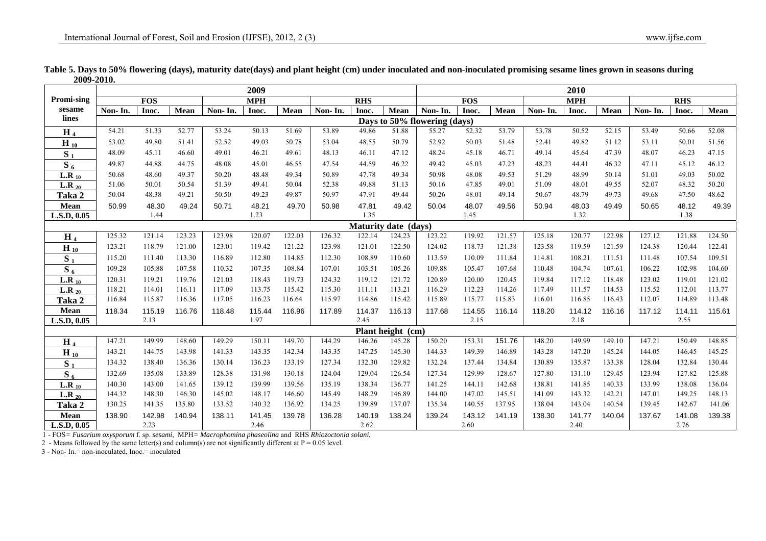**Table 5. Days to 50% flowering (days), maturity date(days) and plant height (cm) under inoculated and non-inoculated promising sesame lines grown in seasons during 2009-2010.**

| Promi-sing sesame lines | 2009 | | | | | | | | | 2010 | | | | | | | | |
|---|---|---|---|---|---|---|---|---|---|---|---|---|---|---|---|---|---|---|
| | FOS | | | MPH | | | RHS | | | FOS | | | MPH | | | RHS | | |
| | Non- In. | Inoc. | Mean | Non- In. | Inoc. | Mean | Non- In. | Inoc. | Mean | Non- In. | Inoc. | Mean | Non- In. | Inoc. | Mean | Non- In. | Inoc. | Mean |
| **Days to 50% flowering (days)** | | | | | | | | | | | | | | | | | | |
| $H_4$ | 54.21 | 51.33 | 52.77 | 53.24 | 50.13 | 51.69 | 53.89 | 49.86 | 51.88 | 55.27 | 52.32 | 53.79 | 53.78 | 50.52 | 52.15 | 53.49 | 50.66 | 52.08 |
| $H_{10}$ | 53.02 | 49.80 | 51.41 | 52.52 | 49.03 | 50.78 | 53.04 | 48.55 | 50.79 | 52.92 | 50.03 | 51.48 | 52.41 | 49.82 | 51.12 | 53.11 | 50.01 | 51.56 |
| $S_1$ | 48.09 | 45.11 | 46.60 | 49.01 | 46.21 | 49.61 | 48.13 | 46.11 | 47.12 | 48.24 | 45.18 | 46.71 | 49.14 | 45.64 | 47.39 | 48.07 | 46.23 | 47.15 |
| $S_6$ | 49.87 | 44.88 | 44.75 | 48.08 | 45.01 | 46.55 | 47.54 | 44.59 | 46.22 | 49.42 | 45.03 | 47.23 | 48.23 | 44.41 | 46.32 | 47.11 | 45.12 | 46.12 |
| $L.R_{10}$ | 50.68 | 48.60 | 49.37 | 50.20 | 48.48 | 49.34 | 50.89 | 47.78 | 49.34 | 50.98 | 48.08 | 49.53 | 51.29 | 48.99 | 50.14 | 51.01 | 49.03 | 50.02 |
| $L.R_{20}$ | 51.06 | 50.01 | 50.54 | 51.39 | 49.41 | 50.04 | 52.38 | 49.88 | 51.13 | 50.16 | 47.85 | 49.01 | 51.09 | 48.01 | 49.55 | 52.07 | 48.32 | 50.20 |
| Taka 2 | 50.04 | 48.38 | 49.21 | 50.50 | 49.23 | 49.87 | 50.97 | 47.91 | 49.44 | 50.26 | 48.01 | 49.14 | 50.67 | 48.79 | 49.73 | 49.68 | 47.50 | 48.62 |
| Mean | 50.99 | 48.30 | 49.24 | 50.71 | 48.21 | 49.70 | 50.98 | 47.81 | 49.42 | 50.04 | 48.07 | 49.56 | 50.94 | 48.03 | 49.49 | 50.65 | 48.12 | 49.39 |
| L.S.D, 0.05 | | 1.44 | | | 1.23 | | | 1.35 | | | 1.45 | | | 1.32 | | | 1.38 | |
| **Maturity date (days)** | | | | | | | | | | | | | | | | | | |
| $H_4$ | 125.32 | 121.14 | 123.23 | 123.98 | 120.07 | 122.03 | 126.32 | 122.14 | 124.23 | 123.22 | 119.92 | 121.57 | 125.18 | 120.77 | 122.98 | 127.12 | 121.88 | 124.50 |
| $H_{10}$ | 123.21 | 118.79 | 121.00 | 123.01 | 119.42 | 121.22 | 123.98 | 121.01 | 122.50 | 124.02 | 118.73 | 121.38 | 123.58 | 119.59 | 121.59 | 124.38 | 120.44 | 122.41 |
| $S_1$ | 115.20 | 111.40 | 113.30 | 116.89 | 112.80 | 114.85 | 112.30 | 108.89 | 110.60 | 113.59 | 110.09 | 111.84 | 114.81 | 108.21 | 111.51 | 111.48 | 107.54 | 109.51 |
| $S_6$ | 109.28 | 105.88 | 107.58 | 110.32 | 107.35 | 108.84 | 107.01 | 103.51 | 105.26 | 109.88 | 105.47 | 107.68 | 110.48 | 104.74 | 107.61 | 106.22 | 102.98 | 104.60 |
| $L.R_{10}$ | 120.31 | 119.21 | 119.76 | 121.03 | 118.43 | 119.73 | 124.32 | 119.12 | 121.72 | 120.89 | 120.00 | 120.45 | 119.84 | 117.12 | 118.48 | 123.02 | 119.01 | 121.02 |
| $L.R_{20}$ | 118.21 | 114.01 | 116.11 | 117.09 | 113.75 | 115.42 | 115.30 | 111.11 | 113.21 | 116.29 | 112.23 | 114.26 | 117.49 | 111.57 | 114.53 | 115.52 | 112.01 | 113.77 |
| Taka 2 | 116.84 | 115.87 | 116.36 | 117.05 | 116.23 | 116.64 | 115.97 | 114.86 | 115.42 | 115.89 | 115.77 | 115.83 | 116.01 | 116.85 | 116.43 | 112.07 | 114.89 | 113.48 |
| Mean | 118.34 | 115.19 | 116.76 | 118.48 | 115.44 | 116.96 | 117.89 | 114.37 | 116.13 | 117.68 | 114.55 | 116.14 | 118.20 | 114.12 | 116.16 | 117.12 | 114.11 | 115.61 |
| L.S.D, 0.05 | | 2.13 | | | 1.97 | | | 2.45 | | | 2.15 | | | 2.18 | | | 2.55 | |
| **Plant height (cm)** | | | | | | | | | | | | | | | | | | |
| $H_4$ | 147.21 | 149.99 | 148.60 | 149.29 | 150.11 | 149.70 | 144.29 | 146.26 | 145.28 | 150.20 | 153.31 | 151.76 | 148.20 | 149.99 | 149.10 | 147.21 | 150.49 | 148.85 |
| $H_{10}$ | 143.21 | 144.75 | 143.98 | 141.33 | 143.35 | 142.34 | 143.35 | 147.25 | 145.30 | 144.33 | 149.39 | 146.89 | 143.28 | 147.20 | 145.24 | 144.05 | 146.45 | 145.25 |
| $S_1$ | 134.32 | 138.40 | 136.36 | 130.14 | 136.23 | 133.19 | 127.34 | 132.30 | 129.82 | 132.24 | 137.44 | 134.84 | 130.89 | 135.87 | 133.38 | 128.04 | 132.84 | 130.44 |
| $S_6$ | 132.69 | 135.08 | 133.89 | 128.38 | 131.98 | 130.18 | 124.04 | 129.04 | 126.54 | 127.34 | 129.99 | 128.67 | 127.80 | 131.10 | 129.45 | 123.94 | 127.82 | 125.88 |
| $L.R_{10}$ | 140.30 | 143.00 | 141.65 | 139.12 | 139.99 | 139.56 | 135.19 | 138.34 | 136.77 | 141.25 | 144.11 | 142.68 | 138.81 | 141.85 | 140.33 | 133.99 | 138.08 | 136.04 |
| $L.R_{20}$ | 144.32 | 148.30 | 146.30 | 145.02 | 148.17 | 146.60 | 145.49 | 148.29 | 146.89 | 144.00 | 147.02 | 145.51 | 141.09 | 143.32 | 142.21 | 147.01 | 149.25 | 148.13 |
| Taka 2 | 130.25 | 141.35 | 135.80 | 133.52 | 140.32 | 136.92 | 134.25 | 139.89 | 137.07 | 135.34 | 140.55 | 137.95 | 138.04 | 143.04 | 140.54 | 139.45 | 142.67 | 141.06 |
| Mean | 138.90 | 142.98 | 140.94 | 138.11 | 141.45 | 139.78 | 136.28 | 140.19 | 138.24 | 139.24 | 143.12 | 141.19 | 138.30 | 141.77 | 140.04 | 137.67 | 141.08 | 139.38 |
| L.S.D, 0.05 | | 2.23 | | | 2.46 | | | 2.62 | | | 2.60 | | | 2.40 | | | 2.76 | |

1 - FOS= *Fusarium oxysporum* f. sp. *sesami*, MPH= *Macrophomina phaseolina* and RHS *Rhizoctonia solani.*

2 - Means followed by the same letter(s) and column(s) are not significantly different at P = 0.05 level.

3 - Non- In.= non-inoculated, Inoc.= inoculated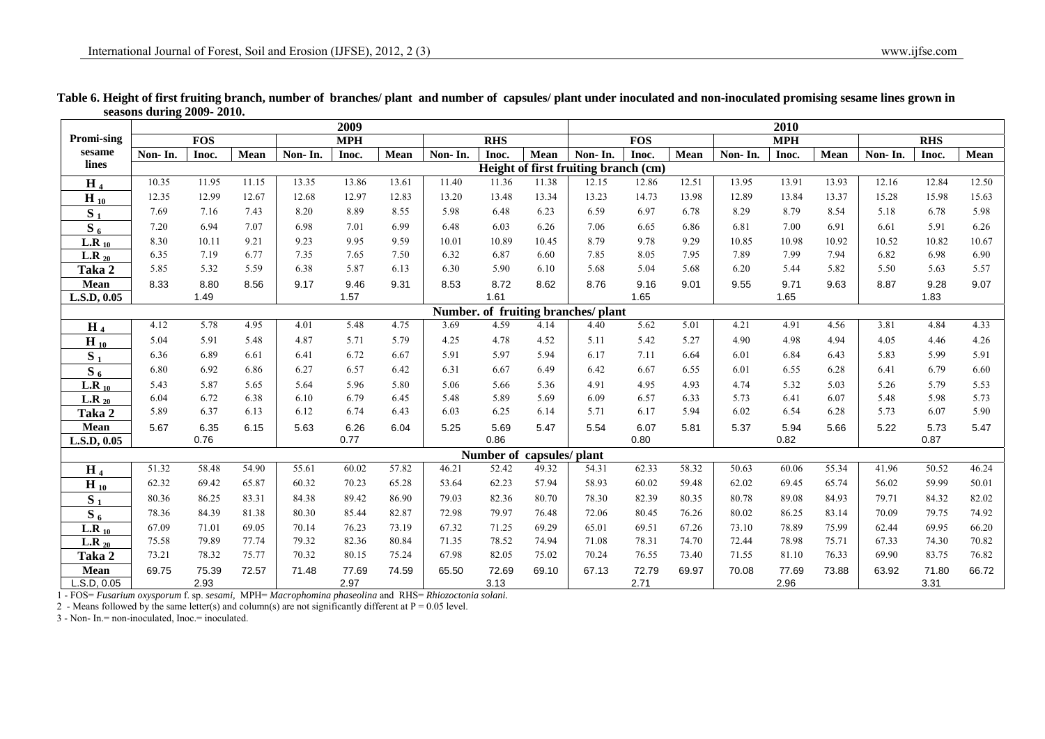**Table 6. Height of first fruiting branch, number of branches/ plant and number of capsules/ plant under inoculated and non-inoculated promising sesame lines grown in seasons during 2009- 2010.**

| Promi-sing sesame lines | 2009 | | | | | | | | | 2010 | | | | | | | | |
|---|---|---|---|---|---|---|---|---|---|---|---|---|---|---|---|---|---|---|
| | FOS | | | MPH | | | RHS | | | FOS | | | MPH | | | RHS | | |
| | Non- In. | Inoc. | Mean | Non- In. | Inoc. | Mean | Non- In. | Inoc. | Mean | Non- In. | Inoc. | Mean | Non- In. | Inoc. | Mean | Non- In. | Inoc. | Mean |
| | **Height of first fruiting branch (cm)** | | | | | | | | | | | | | | | | | |
| $H_4$ | 10.35 | 11.95 | 11.15 | 13.35 | 13.86 | 13.61 | 11.40 | 11.36 | 11.38 | 12.15 | 12.86 | 12.51 | 13.95 | 13.91 | 13.93 | 12.16 | 12.84 | 12.50 |
| $H_{10}$ | 12.35 | 12.99 | 12.67 | 12.68 | 12.97 | 12.83 | 13.20 | 13.48 | 13.34 | 13.23 | 14.73 | 13.98 | 12.89 | 13.84 | 13.37 | 15.28 | 15.98 | 15.63 |
| $S_1$ | 7.69 | 7.16 | 7.43 | 8.20 | 8.89 | 8.55 | 5.98 | 6.48 | 6.23 | 6.59 | 6.97 | 6.78 | 8.29 | 8.79 | 8.54 | 5.18 | 6.78 | 5.98 |
| $S_6$ | 7.20 | 6.94 | 7.07 | 6.98 | 7.01 | 6.99 | 6.48 | 6.03 | 6.26 | 7.06 | 6.65 | 6.86 | 6.81 | 7.00 | 6.91 | 6.61 | 5.91 | 6.26 |
| $L.R_{10}$ | 8.30 | 10.11 | 9.21 | 9.23 | 9.95 | 9.59 | 10.01 | 10.89 | 10.45 | 8.79 | 9.78 | 9.29 | 10.85 | 10.98 | 10.92 | 10.52 | 10.82 | 10.67 |
| $L.R_{20}$ | 6.35 | 7.19 | 6.77 | 7.35 | 7.65 | 7.50 | 6.32 | 6.87 | 6.60 | 7.85 | 8.05 | 7.95 | 7.89 | 7.99 | 7.94 | 6.82 | 6.98 | 6.90 |
| Taka 2 | 5.85 | 5.32 | 5.59 | 6.38 | 5.87 | 6.13 | 6.30 | 5.90 | 6.10 | 5.68 | 5.04 | 5.68 | 6.20 | 5.44 | 5.82 | 5.50 | 5.63 | 5.57 |
| Mean | 8.33 | 8.80 | 8.56 | 9.17 | 9.46 | 9.31 | 8.53 | 8.72 | 8.62 | 8.76 | 9.16 | 9.01 | 9.55 | 9.71 | 9.63 | 8.87 | 9.28 | 9.07 |
| L.S.D, 0.05 | | 1.49 | | | 1.57 | | | 1.61 | | | 1.65 | | | 1.65 | | | 1.83 | |
| | **Number. of fruiting branches/ plant** | | | | | | | | | | | | | | | | | |
| $H_4$ | 4.12 | 5.78 | 4.95 | 4.01 | 5.48 | 4.75 | 3.69 | 4.59 | 4.14 | 4.40 | 5.62 | 5.01 | 4.21 | 4.91 | 4.56 | 3.81 | 4.84 | 4.33 |
| $H_{10}$ | 5.04 | 5.91 | 5.48 | 4.87 | 5.71 | 5.79 | 4.25 | 4.78 | 4.52 | 5.11 | 5.42 | 5.27 | 4.90 | 4.98 | 4.94 | 4.05 | 4.46 | 4.26 |
| $S_1$ | 6.36 | 6.89 | 6.61 | 6.41 | 6.72 | 6.67 | 5.91 | 5.97 | 5.94 | 6.17 | 7.11 | 6.64 | 6.01 | 6.84 | 6.43 | 5.83 | 5.99 | 5.91 |
| $S_6$ | 6.80 | 6.92 | 6.86 | 6.27 | 6.57 | 6.42 | 6.31 | 6.67 | 6.49 | 6.42 | 6.67 | 6.55 | 6.01 | 6.55 | 6.28 | 6.41 | 6.79 | 6.60 |
| $L.R_{10}$ | 5.43 | 5.87 | 5.65 | 5.64 | 5.96 | 5.80 | 5.06 | 5.66 | 5.36 | 4.91 | 4.95 | 4.93 | 4.74 | 5.32 | 5.03 | 5.26 | 5.79 | 5.53 |
| $L.R_{20}$ | 6.04 | 6.72 | 6.38 | 6.10 | 6.79 | 6.45 | 5.48 | 5.89 | 5.69 | 6.09 | 6.57 | 6.33 | 5.73 | 6.41 | 6.07 | 5.48 | 5.98 | 5.73 |
| Taka 2 | 5.89 | 6.37 | 6.13 | 6.12 | 6.74 | 6.43 | 6.03 | 6.25 | 6.14 | 5.71 | 6.17 | 5.94 | 6.02 | 6.54 | 6.28 | 5.73 | 6.07 | 5.90 |
| Mean | 5.67 | 6.35 | 6.15 | 5.63 | 6.26 | 6.04 | 5.25 | 5.69 | 5.47 | 5.54 | 6.07 | 5.81 | 5.37 | 5.94 | 5.66 | 5.22 | 5.73 | 5.47 |
| L.S.D, 0.05 | | 0.76 | | | 0.77 | | | 0.86 | | | 0.80 | | | 0.82 | | | 0.87 | |
| | **Number of capsules/ plant** | | | | | | | | | | | | | | | | | |
| $H_4$ | 51.32 | 58.48 | 54.90 | 55.61 | 60.02 | 57.82 | 46.21 | 52.42 | 49.32 | 54.31 | 62.33 | 58.32 | 50.63 | 60.06 | 55.34 | 41.96 | 50.52 | 46.24 |
| $H_{10}$ | 62.32 | 69.42 | 65.87 | 60.32 | 70.23 | 65.28 | 53.64 | 62.23 | 57.94 | 58.93 | 60.02 | 59.48 | 62.02 | 69.45 | 65.74 | 56.02 | 59.99 | 50.01 |
| $S_1$ | 80.36 | 86.25 | 83.31 | 84.38 | 89.42 | 86.90 | 79.03 | 82.36 | 80.70 | 78.30 | 82.39 | 80.35 | 80.78 | 89.08 | 84.93 | 79.71 | 84.32 | 82.02 |
| $S_6$ | 78.36 | 84.39 | 81.38 | 80.30 | 85.44 | 82.87 | 72.98 | 79.97 | 76.48 | 72.06 | 80.45 | 76.26 | 80.02 | 86.25 | 83.14 | 70.09 | 79.75 | 74.92 |
| $L.R_{10}$ | 67.09 | 71.01 | 69.05 | 70.14 | 76.23 | 73.19 | 67.32 | 71.25 | 69.29 | 65.01 | 69.51 | 67.26 | 73.10 | 78.89 | 75.99 | 62.44 | 69.95 | 66.20 |
| $L.R_{20}$ | 75.58 | 79.89 | 77.74 | 79.32 | 82.36 | 80.84 | 71.35 | 78.52 | 74.94 | 71.08 | 78.31 | 74.70 | 72.44 | 78.98 | 75.71 | 67.33 | 74.30 | 70.82 |
| Taka 2 | 73.21 | 78.32 | 75.77 | 70.32 | 80.15 | 75.24 | 67.98 | 82.05 | 75.02 | 70.24 | 76.55 | 73.40 | 71.55 | 81.10 | 76.33 | 69.90 | 83.75 | 76.82 |
| Mean | 69.75 | 75.39 | 72.57 | 71.48 | 77.69 | 74.59 | 65.50 | 72.69 | 69.10 | 67.13 | 72.79 | 69.97 | 70.08 | 77.69 | 73.88 | 63.92 | 71.80 | 66.72 |
| L.S.D, 0.05 | | 2.93 | | | 2.97 | | | 3.13 | | | 2.71 | | | 2.96 | | | 3.31 | |

1 - FOS= *Fusarium oxysporum* f. sp. *sesami*, MPH= *Macrophomina phaseolina* and RHS= *Rhizoctonia solani.*

2 - Means followed by the same letter(s) and column(s) are not significantly different at P = 0.05 level.

3 - Non- In.= non-inoculated, Inoc.= inoculated.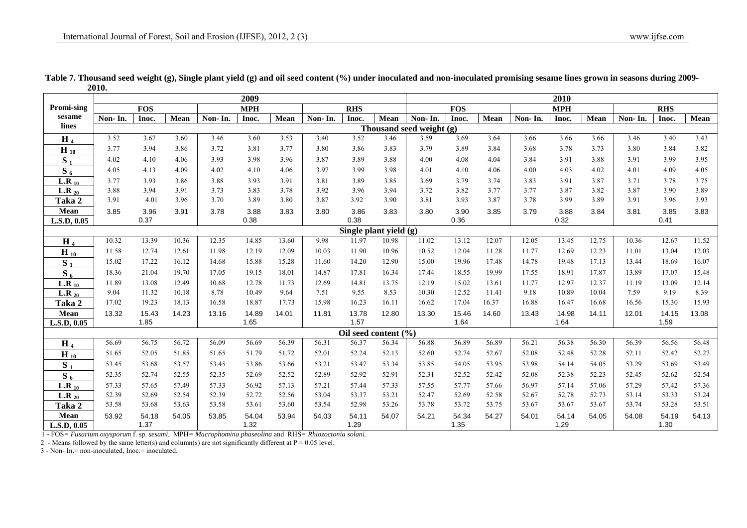**Table 7. Thousand seed weight (g), Single plant yield (g) and oil seed content (%) under inoculated and non-inoculated promising sesame lines grown in seasons during 2009-2010.**

| Promi-sing sesame lines | 2009 | | | | | | | | | 2010 | | | | | | | | |
|---|---|---|---|---|---|---|---|---|---|---|---|---|---|---|---|---|---|---|
| | FOS | | | MPH | | | RHS | | | FOS | | | MPH | | | RHS | | |
| | Non- In. | Inoc. | Mean | Non- In. | Inoc. | Mean | Non- In. | Inoc. | Mean | Non- In. | Inoc. | Mean | Non- In. | Inoc. | Mean | Non- In. | Inoc. | Mean |
| **Thousand seed weight (g)** | | | | | | | | | | | | | | | | | | |
| $H_4$ | 3.52 | 3.67 | 3.60 | 3.46 | 3.60 | 3.53 | 3.40 | 3.52 | 3.46 | 3.59 | 3.69 | 3.64 | 3.66 | 3.66 | 3.66 | 3.46 | 3.40 | 3.43 |
| $H_{10}$ | 3.77 | 3.94 | 3.86 | 3.72 | 3.81 | 3.77 | 3.80 | 3.86 | 3.83 | 3.79 | 3.89 | 3.84 | 3.68 | 3.78 | 3.73 | 3.80 | 3.84 | 3.82 |
| $S_1$ | 4.02 | 4.10 | 4.06 | 3.93 | 3.98 | 3.96 | 3.87 | 3.89 | 3.88 | 4.00 | 4.08 | 4.04 | 3.84 | 3.91 | 3.88 | 3.91 | 3.99 | 3.95 |
| $S_6$ | 4.05 | 4.13 | 4.09 | 4.02 | 4.10 | 4.06 | 3.97 | 3.99 | 3.98 | 4.01 | 4.10 | 4.06 | 4.00 | 4.03 | 4.02 | 4.01 | 4.09 | 4.05 |
| $L.R_{10}$ | 3.77 | 3.93 | 3.86 | 3.88 | 3.93 | 3.91 | 3.81 | 3.89 | 3.85 | 3.69 | 3.79 | 3.74 | 3.83 | 3.91 | 3.87 | 3.71 | 3.78 | 3.75 |
| $L.R_{20}$ | 3.88 | 3.94 | 3.91 | 3.73 | 3.83 | 3.78 | 3.92 | 3.96 | 3.94 | 3.72 | 3.82 | 3.77 | 3.77 | 3.87 | 3.82 | 3.87 | 3.90 | 3.89 |
| Taka 2 | 3.91 | 4.01 | 3.96 | 3.70 | 3.89 | 3.80 | 3.87 | 3.92 | 3.90 | 3.81 | 3.93 | 3.87 | 3.78 | 3.99 | 3.89 | 3.91 | 3.96 | 3.93 |
| Mean | 3.85 | 3.96 | 3.91 | 3.78 | 3.88 | 3.83 | 3.80 | 3.86 | 3.83 | 3.80 | 3.90 | 3.85 | 3.79 | 3.88 | 3.84 | 3.81 | 3.85 | 3.83 |
| L.S.D, 0.05 | | 0.37 | | | 0.38 | | | 0.38 | | | 0.36 | | | 0.32 | | | 0.41 | |
| **Single plant yield (g)** | | | | | | | | | | | | | | | | | | |
| $H_4$ | 10.32 | 13.39 | 10.36 | 12.35 | 14.85 | 13.60 | 9.98 | 11.97 | 10.98 | 11.02 | 13.12 | 12.07 | 12.05 | 13.45 | 12.75 | 10.36 | 12.67 | 11.52 |
| $H_{10}$ | 11.58 | 12.74 | 12.61 | 11.98 | 12.19 | 12.09 | 10.03 | 11.90 | 10.96 | 10.52 | 12.04 | 11.28 | 11.77 | 12.69 | 12.23 | 11.01 | 13.04 | 12.03 |
| $S_1$ | 15.02 | 17.22 | 16.12 | 14.68 | 15.88 | 15.28 | 11.60 | 14.20 | 12.90 | 15.00 | 19.96 | 17.48 | 14.78 | 19.48 | 17.13 | 13.44 | 18.69 | 16.07 |
| $S_6$ | 18.36 | 21.04 | 19.70 | 17.05 | 19.15 | 18.01 | 14.87 | 17.81 | 16.34 | 17.44 | 18.55 | 19.99 | 17.55 | 18.91 | 17.87 | 13.89 | 17.07 | 15.48 |
| $L.R_{10}$ | 11.89 | 13.08 | 12.49 | 10.68 | 12.78 | 11.73 | 12.69 | 14.81 | 13.75 | 12.19 | 15.02 | 13.61 | 11.77 | 12.97 | 12.37 | 11.19 | 13.09 | 12.14 |
| $L.R_{20}$ | 9.04 | 11.32 | 10.18 | 8.78 | 10.49 | 9.64 | 7.51 | 9.55 | 8.53 | 10.30 | 12.52 | 11.41 | 9.18 | 10.89 | 10.04 | 7.59 | 9.19 | 8.39 |
| Taka 2 | 17.02 | 19.23 | 18.13 | 16.58 | 18.87 | 17.73 | 15.98 | 16.23 | 16.11 | 16.62 | 17.04 | 16.37 | 16.88 | 16.47 | 16.68 | 16.56 | 15.30 | 15.93 |
| Mean | 13.32 | 15.43 | 14.23 | 13.16 | 14.89 | 14.01 | 11.81 | 13.78 | 12.80 | 13.30 | 15.46 | 14.60 | 13.43 | 14.98 | 14.11 | 12.01 | 14.15 | 13.08 |
| L.S.D, 0.05 | | 1.85 | | | 1.65 | | | 1.57 | | | 1.64 | | | 1.64 | | | 1.59 | |
| **Oil seed content (%)** | | | | | | | | | | | | | | | | | | |
| $H_4$ | 56.69 | 56.75 | 56.72 | 56.09 | 56.69 | 56.39 | 56.31 | 56.37 | 56.34 | 56.88 | 56.89 | 56.89 | 56.21 | 56.38 | 56.30 | 56.39 | 56.56 | 56.48 |
| $H_{10}$ | 51.65 | 52.05 | 51.85 | 51.65 | 51.79 | 51.72 | 52.01 | 52.24 | 52.13 | 52.60 | 52.74 | 52.67 | 52.08 | 52.48 | 52.28 | 52.11 | 52.42 | 52.27 |
| $S_1$ | 53.45 | 53.68 | 53.57 | 53.45 | 53.86 | 53.66 | 53.21 | 53.47 | 53.34 | 53.85 | 54.05 | 53.95 | 53.98 | 54.14 | 54.05 | 53.29 | 53.69 | 53.49 |
| $S_6$ | 52.35 | 52.74 | 52.55 | 52.35 | 52.69 | 52.52 | 52.89 | 52.92 | 52.91 | 52.31 | 52.52 | 52.42 | 52.08 | 52.38 | 52.23 | 52.45 | 52.62 | 52.54 |
| $L.R_{10}$ | 57.33 | 57.65 | 57.49 | 57.33 | 56.92 | 57.13 | 57.21 | 57.44 | 57.33 | 57.55 | 57.77 | 57.66 | 56.97 | 57.14 | 57.06 | 57.29 | 57.42 | 57.36 |
| $L.R_{20}$ | 52.39 | 52.69 | 52.54 | 52.39 | 52.72 | 52.56 | 53.04 | 53.37 | 53.21 | 52.47 | 52.69 | 52.58 | 52.67 | 52.78 | 52.73 | 53.14 | 53.33 | 53.24 |
| Taka 2 | 53.58 | 53.68 | 53.63 | 53.58 | 53.61 | 53.60 | 53.54 | 52.98 | 53.26 | 53.78 | 53.72 | 53.75 | 53.67 | 53.67 | 53.67 | 53.74 | 53.28 | 53.51 |
| Mean | 53.92 | 54.18 | 54.05 | 53.85 | 54.04 | 53.94 | 54.03 | 54.11 | 54.07 | 54.21 | 54.34 | 54.27 | 54.01 | 54.14 | 54.05 | 54.08 | 54.19 | 54.13 |
| L.S.D, 0.05 | | 1.37 | | | 1.32 | | | 1.29 | | | 1.35 | | | 1.29 | | | 1.30 | |

1 - FOS= *Fusarium oxysporum* f. sp. *sesami*, MPH= *Macrophomina phaseolina* and RHS= *Rhizoctonia solani.*

2 - Means followed by the same letter(s) and column(s) are not significantly different at P = 0.05 level.

3 - Non- In.= non-inoculated, Inoc.= inoculated.